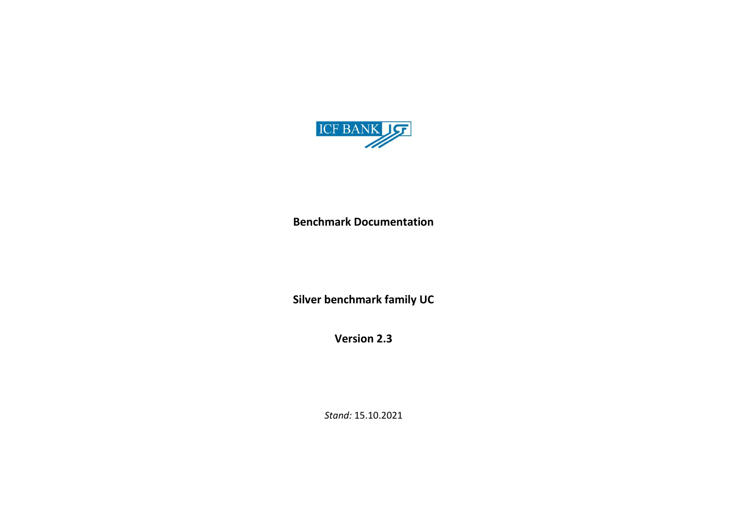ICF BANK

**Benchmark Documentation**

**Silver benchmark family UC**

**Version 2.3**

*Stand:* 15.10.2021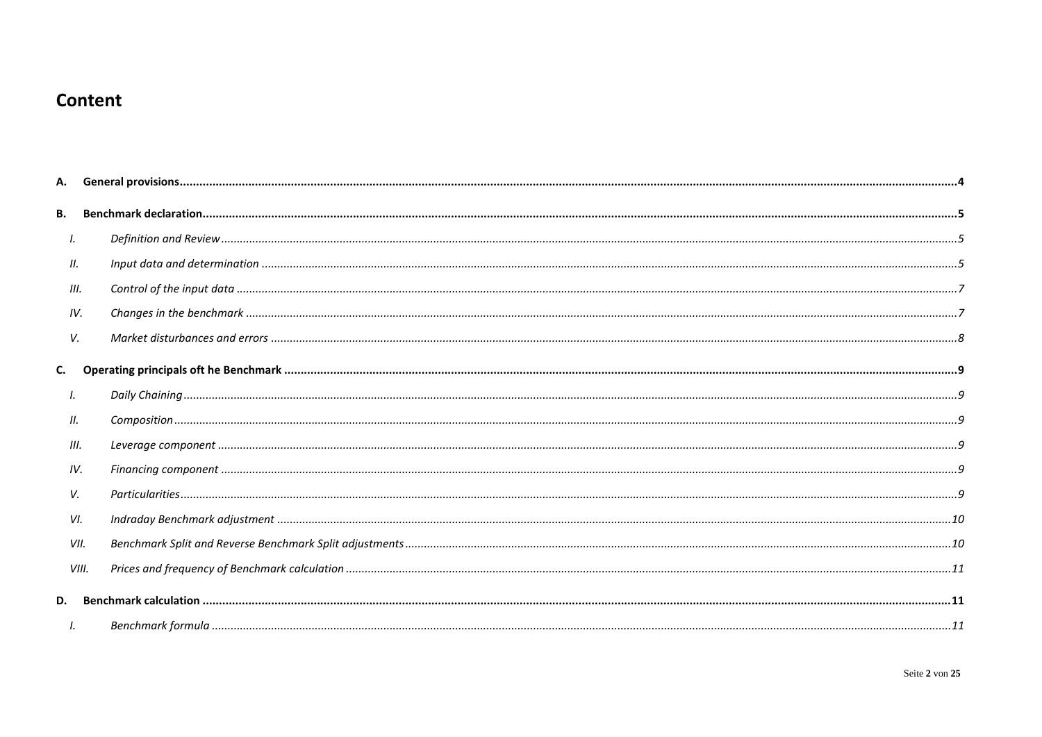# Content

**A. General provisions** ....................................................................................................... **4**

**B. Benchmark declaration** ....................................................................................................... **5**

- I. *Definition and Review* ....................................................................................................... *5*
- II. *Input data and determination* ....................................................................................................... *5*
- III. *Control of the input data* ....................................................................................................... *7*
- IV. *Changes in the benchmark* ....................................................................................................... *7*
- V. *Market disturbances and errors* ....................................................................................................... *8*

**C. Operating principals oft he Benchmark** ....................................................................................................... **9**

- I. *Daily Chaining* ....................................................................................................... *9*
- II. *Composition* ....................................................................................................... *9*
- III. *Leverage component* ....................................................................................................... *9*
- IV. *Financing component* ....................................................................................................... *9*
- V. *Particularities* ....................................................................................................... *9*
- VI. *Indraday Benchmark adjustment* ....................................................................................................... *10*
- VII. *Benchmark Split and Reverse Benchmark Split adjustments* ....................................................................................................... *10*
- VIII. *Prices and frequency of Benchmark calculation* ....................................................................................................... *11*

**D. Benchmark calculation** ....................................................................................................... **11**

- I. *Benchmark formula* ....................................................................................................... *11*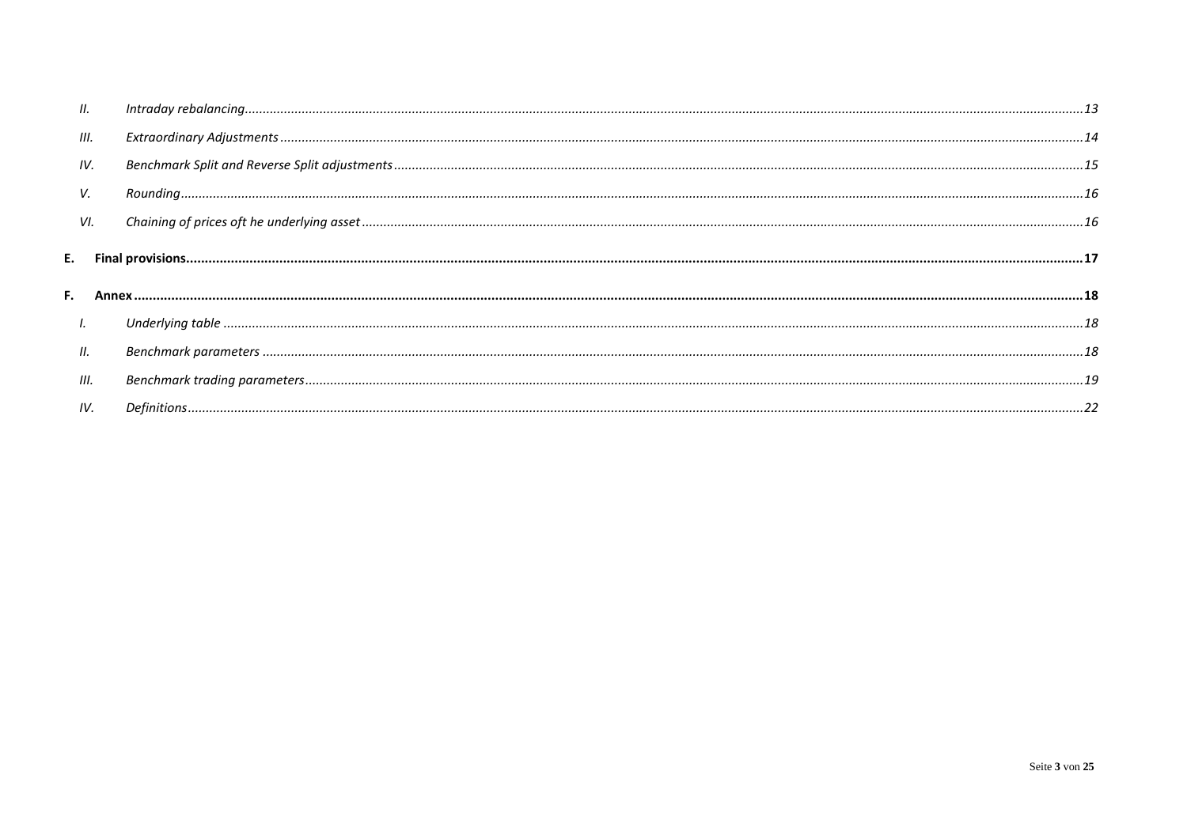| | | |
|---|---|---|
| II. | *Intraday rebalancing* | *13* |
| III. | *Extraordinary Adjustments* | *14* |
| IV. | *Benchmark Split and Reverse Split adjustments* | *15* |
| V. | *Rounding* | *16* |
| VI. | *Chaining of prices oft he underlying asset* | *16* |
| **E.** | **Final provisions** | **17** |
| **F.** | **Annex** | **18** |
| I. | *Underlying table* | *18* |
| II. | *Benchmark parameters* | *18* |
| III. | *Benchmark trading parameters* | *19* |
| IV. | *Definitions* | *22* |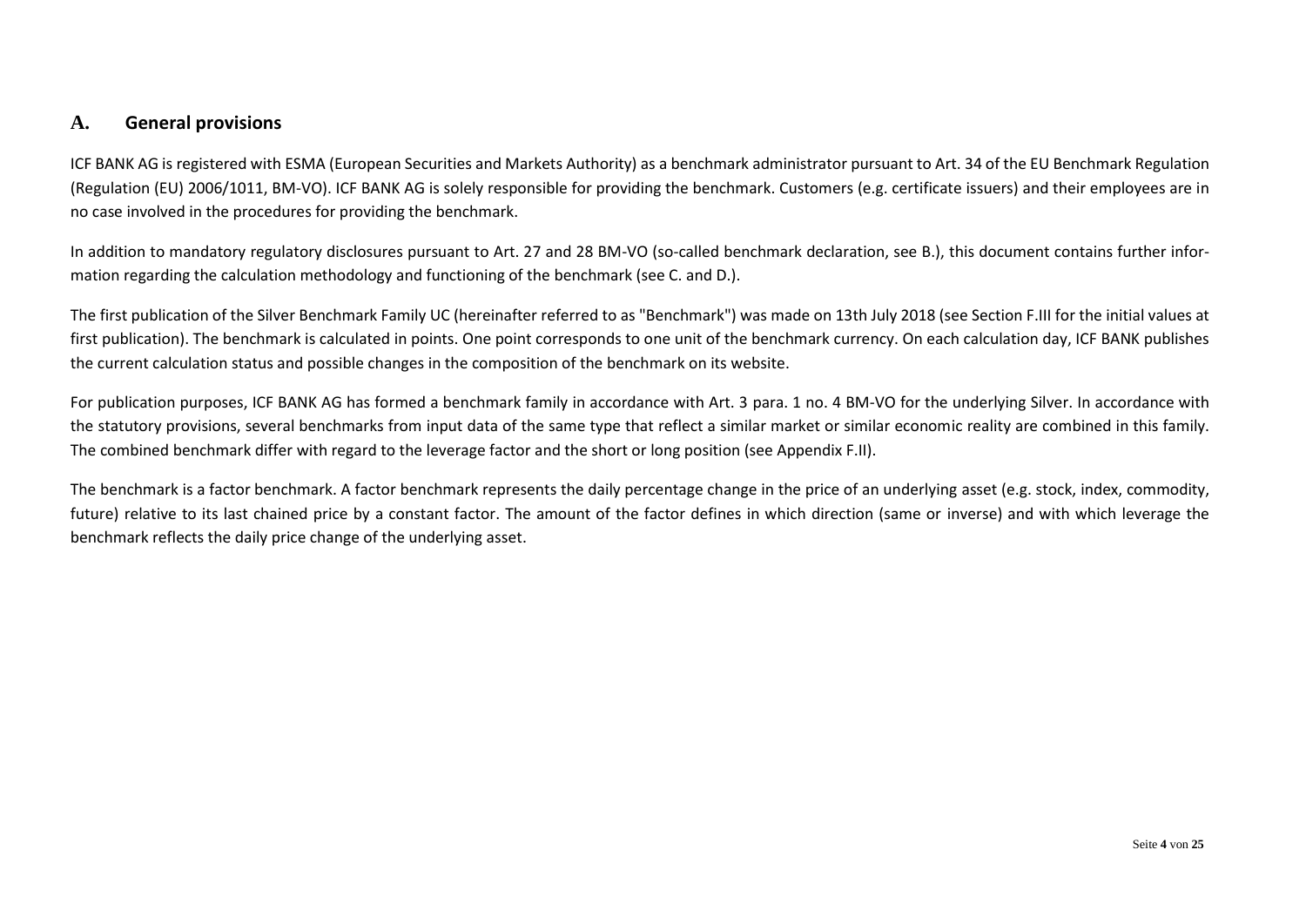## A. General provisions

ICF BANK AG is registered with ESMA (European Securities and Markets Authority) as a benchmark administrator pursuant to Art. 34 of the EU Benchmark Regulation (Regulation (EU) 2006/1011, BM-VO). ICF BANK AG is solely responsible for providing the benchmark. Customers (e.g. certificate issuers) and their employees are in no case involved in the procedures for providing the benchmark.

In addition to mandatory regulatory disclosures pursuant to Art. 27 and 28 BM-VO (so-called benchmark declaration, see B.), this document contains further information regarding the calculation methodology and functioning of the benchmark (see C. and D.).

The first publication of the Silver Benchmark Family UC (hereinafter referred to as "Benchmark") was made on 13th July 2018 (see Section F.III for the initial values at first publication). The benchmark is calculated in points. One point corresponds to one unit of the benchmark currency. On each calculation day, ICF BANK publishes the current calculation status and possible changes in the composition of the benchmark on its website.

For publication purposes, ICF BANK AG has formed a benchmark family in accordance with Art. 3 para. 1 no. 4 BM-VO for the underlying Silver. In accordance with the statutory provisions, several benchmarks from input data of the same type that reflect a similar market or similar economic reality are combined in this family. The combined benchmark differ with regard to the leverage factor and the short or long position (see Appendix F.II).

The benchmark is a factor benchmark. A factor benchmark represents the daily percentage change in the price of an underlying asset (e.g. stock, index, commodity, future) relative to its last chained price by a constant factor. The amount of the factor defines in which direction (same or inverse) and with which leverage the benchmark reflects the daily price change of the underlying asset.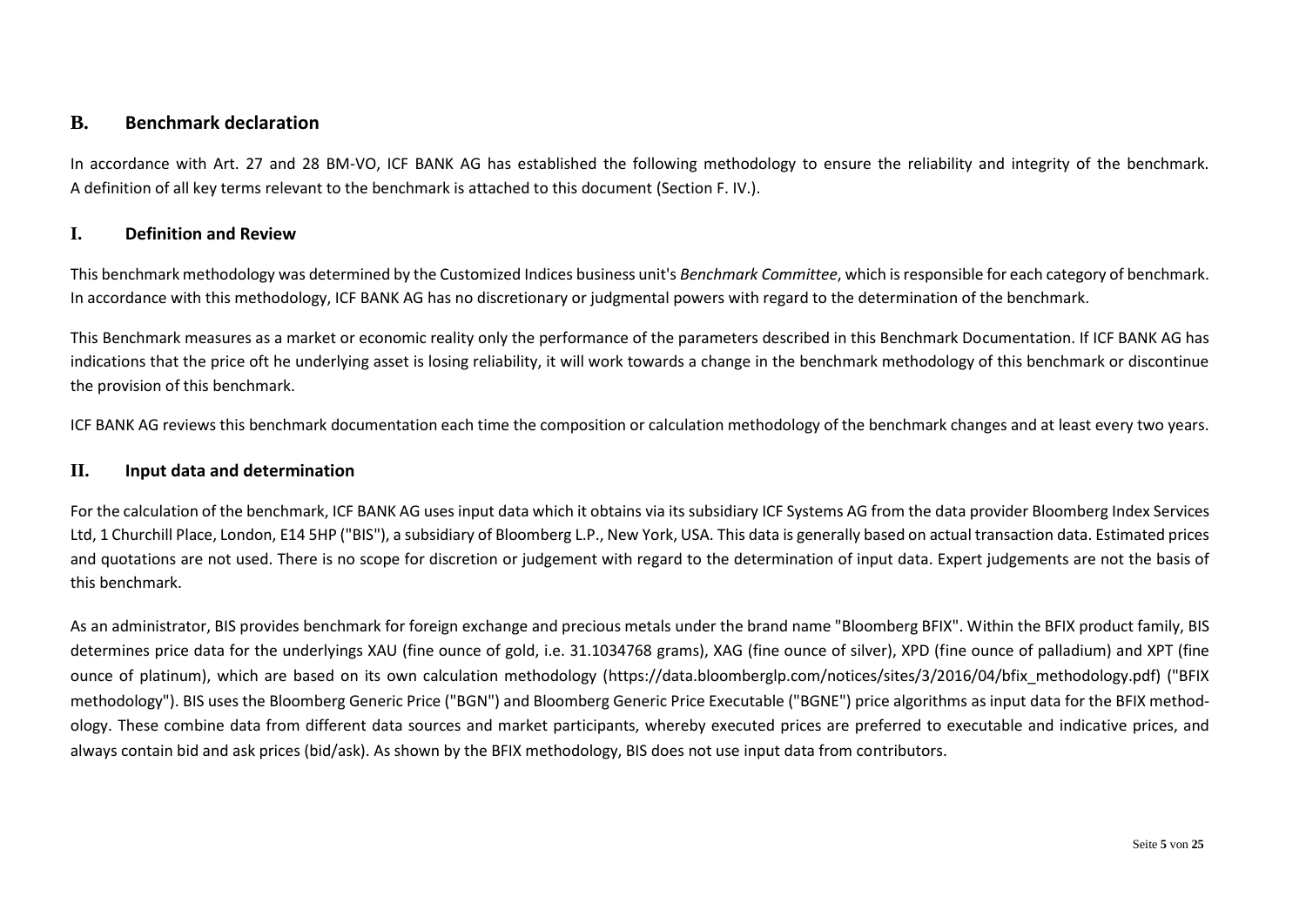## B. Benchmark declaration

In accordance with Art. 27 and 28 BM-VO, ICF BANK AG has established the following methodology to ensure the reliability and integrity of the benchmark. A definition of all key terms relevant to the benchmark is attached to this document (Section F. IV.).

### I. Definition and Review

This benchmark methodology was determined by the Customized Indices business unit's *Benchmark Committee*, which is responsible for each category of benchmark. In accordance with this methodology, ICF BANK AG has no discretionary or judgmental powers with regard to the determination of the benchmark.

This Benchmark measures as a market or economic reality only the performance of the parameters described in this Benchmark Documentation. If ICF BANK AG has indications that the price oft he underlying asset is losing reliability, it will work towards a change in the benchmark methodology of this benchmark or discontinue the provision of this benchmark.

ICF BANK AG reviews this benchmark documentation each time the composition or calculation methodology of the benchmark changes and at least every two years.

### II. Input data and determination

For the calculation of the benchmark, ICF BANK AG uses input data which it obtains via its subsidiary ICF Systems AG from the data provider Bloomberg Index Services Ltd, 1 Churchill Place, London, E14 5HP ("BIS"), a subsidiary of Bloomberg L.P., New York, USA. This data is generally based on actual transaction data. Estimated prices and quotations are not used. There is no scope for discretion or judgement with regard to the determination of input data. Expert judgements are not the basis of this benchmark.

As an administrator, BIS provides benchmark for foreign exchange and precious metals under the brand name "Bloomberg BFIX". Within the BFIX product family, BIS determines price data for the underlyings XAU (fine ounce of gold, i.e. 31.1034768 grams), XAG (fine ounce of silver), XPD (fine ounce of palladium) and XPT (fine ounce of platinum), which are based on its own calculation methodology (https://data.bloomberglp.com/notices/sites/3/2016/04/bfix_methodology.pdf) ("BFIX methodology"). BIS uses the Bloomberg Generic Price ("BGN") and Bloomberg Generic Price Executable ("BGNE") price algorithms as input data for the BFIX methodology. These combine data from different data sources and market participants, whereby executed prices are preferred to executable and indicative prices, and always contain bid and ask prices (bid/ask). As shown by the BFIX methodology, BIS does not use input data from contributors.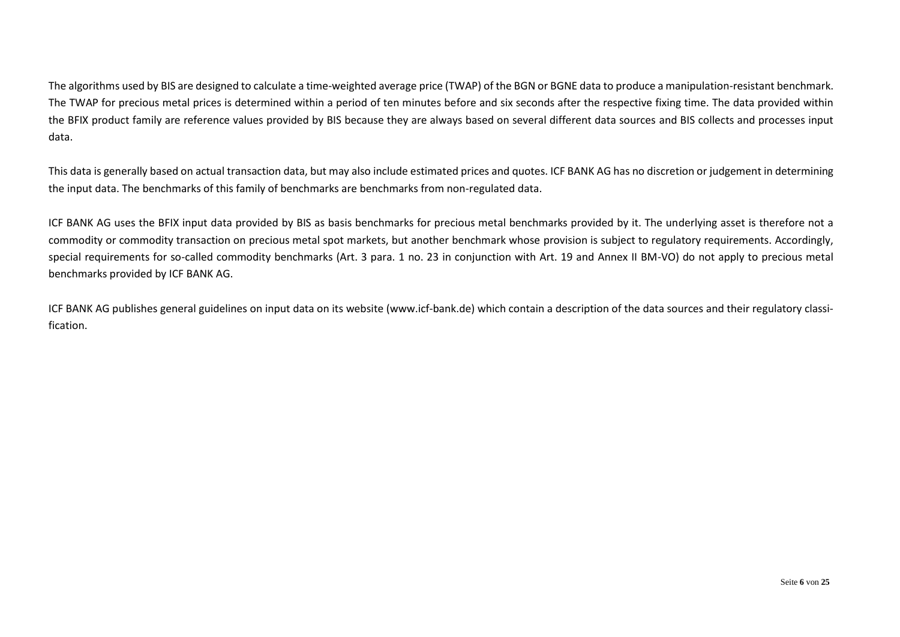The algorithms used by BIS are designed to calculate a time-weighted average price (TWAP) of the BGN or BGNE data to produce a manipulation-resistant benchmark. The TWAP for precious metal prices is determined within a period of ten minutes before and six seconds after the respective fixing time. The data provided within the BFIX product family are reference values provided by BIS because they are always based on several different data sources and BIS collects and processes input data.

This data is generally based on actual transaction data, but may also include estimated prices and quotes. ICF BANK AG has no discretion or judgement in determining the input data. The benchmarks of this family of benchmarks are benchmarks from non-regulated data.

ICF BANK AG uses the BFIX input data provided by BIS as basis benchmarks for precious metal benchmarks provided by it. The underlying asset is therefore not a commodity or commodity transaction on precious metal spot markets, but another benchmark whose provision is subject to regulatory requirements. Accordingly, special requirements for so-called commodity benchmarks (Art. 3 para. 1 no. 23 in conjunction with Art. 19 and Annex II BM-VO) do not apply to precious metal benchmarks provided by ICF BANK AG.

ICF BANK AG publishes general guidelines on input data on its website (www.icf-bank.de) which contain a description of the data sources and their regulatory classification.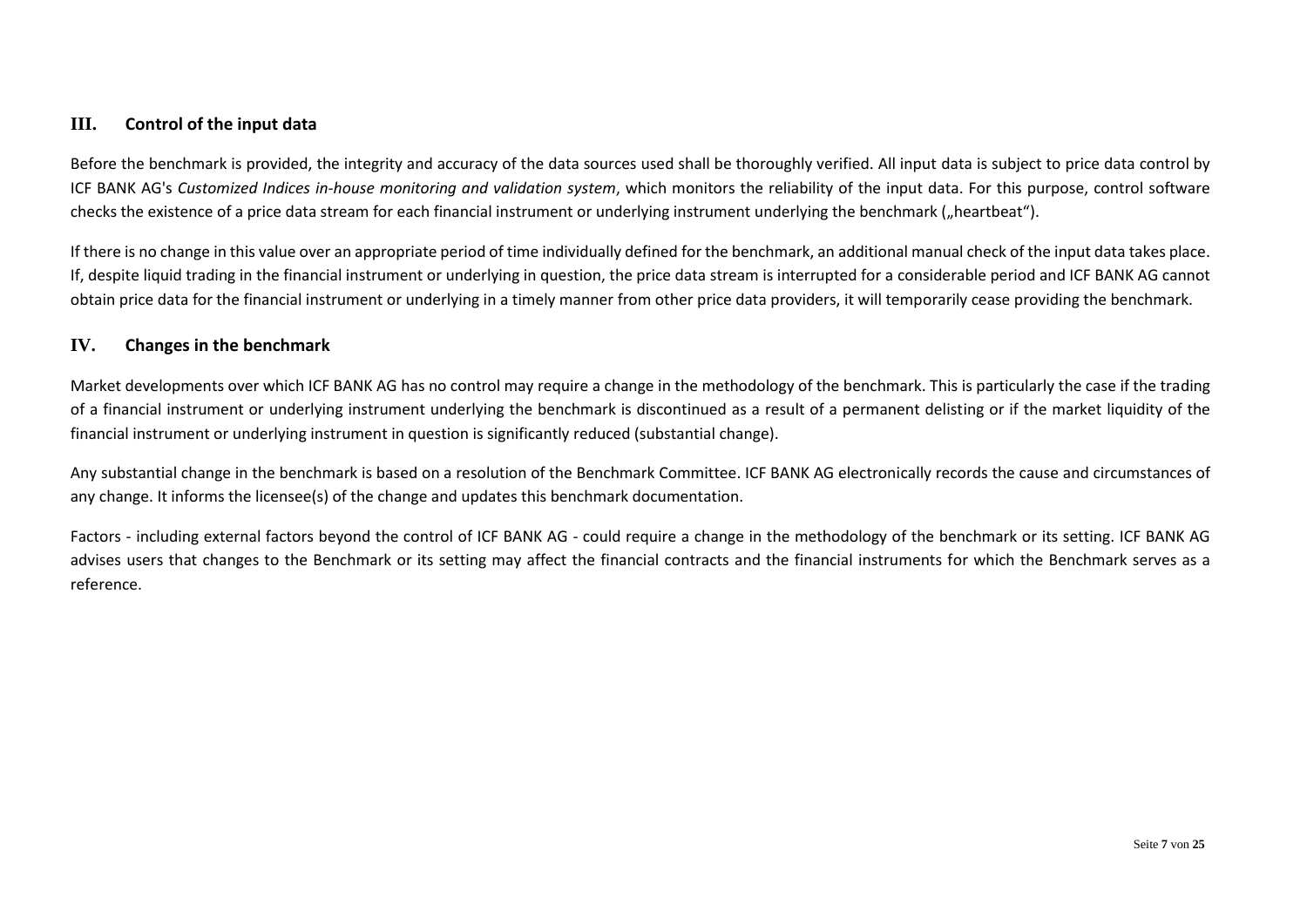## III. Control of the input data

Before the benchmark is provided, the integrity and accuracy of the data sources used shall be thoroughly verified. All input data is subject to price data control by ICF BANK AG's *Customized Indices in-house monitoring and validation system*, which monitors the reliability of the input data. For this purpose, control software checks the existence of a price data stream for each financial instrument or underlying instrument underlying the benchmark („heartbeat").

If there is no change in this value over an appropriate period of time individually defined for the benchmark, an additional manual check of the input data takes place. If, despite liquid trading in the financial instrument or underlying in question, the price data stream is interrupted for a considerable period and ICF BANK AG cannot obtain price data for the financial instrument or underlying in a timely manner from other price data providers, it will temporarily cease providing the benchmark.

## IV. Changes in the benchmark

Market developments over which ICF BANK AG has no control may require a change in the methodology of the benchmark. This is particularly the case if the trading of a financial instrument or underlying instrument underlying the benchmark is discontinued as a result of a permanent delisting or if the market liquidity of the financial instrument or underlying instrument in question is significantly reduced (substantial change).

Any substantial change in the benchmark is based on a resolution of the Benchmark Committee. ICF BANK AG electronically records the cause and circumstances of any change. It informs the licensee(s) of the change and updates this benchmark documentation.

Factors - including external factors beyond the control of ICF BANK AG - could require a change in the methodology of the benchmark or its setting. ICF BANK AG advises users that changes to the Benchmark or its setting may affect the financial contracts and the financial instruments for which the Benchmark serves as a reference.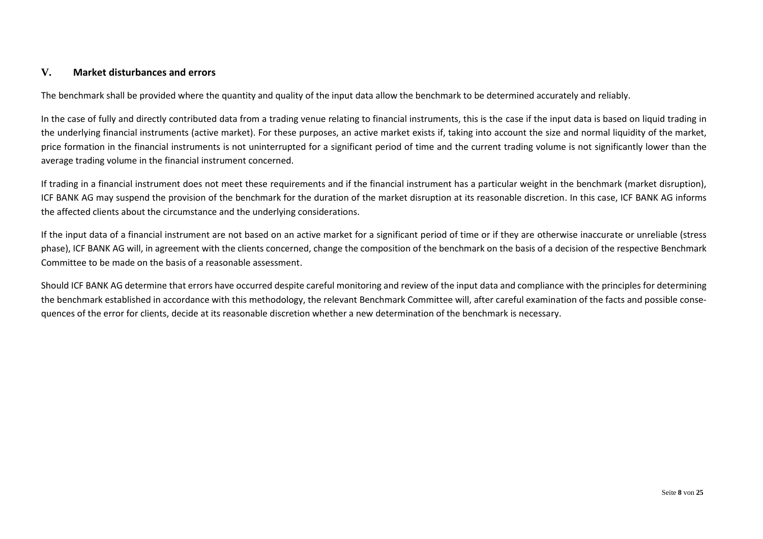## V. Market disturbances and errors

The benchmark shall be provided where the quantity and quality of the input data allow the benchmark to be determined accurately and reliably.

In the case of fully and directly contributed data from a trading venue relating to financial instruments, this is the case if the input data is based on liquid trading in the underlying financial instruments (active market). For these purposes, an active market exists if, taking into account the size and normal liquidity of the market, price formation in the financial instruments is not uninterrupted for a significant period of time and the current trading volume is not significantly lower than the average trading volume in the financial instrument concerned.

If trading in a financial instrument does not meet these requirements and if the financial instrument has a particular weight in the benchmark (market disruption), ICF BANK AG may suspend the provision of the benchmark for the duration of the market disruption at its reasonable discretion. In this case, ICF BANK AG informs the affected clients about the circumstance and the underlying considerations.

If the input data of a financial instrument are not based on an active market for a significant period of time or if they are otherwise inaccurate or unreliable (stress phase), ICF BANK AG will, in agreement with the clients concerned, change the composition of the benchmark on the basis of a decision of the respective Benchmark Committee to be made on the basis of a reasonable assessment.

Should ICF BANK AG determine that errors have occurred despite careful monitoring and review of the input data and compliance with the principles for determining the benchmark established in accordance with this methodology, the relevant Benchmark Committee will, after careful examination of the facts and possible consequences of the error for clients, decide at its reasonable discretion whether a new determination of the benchmark is necessary.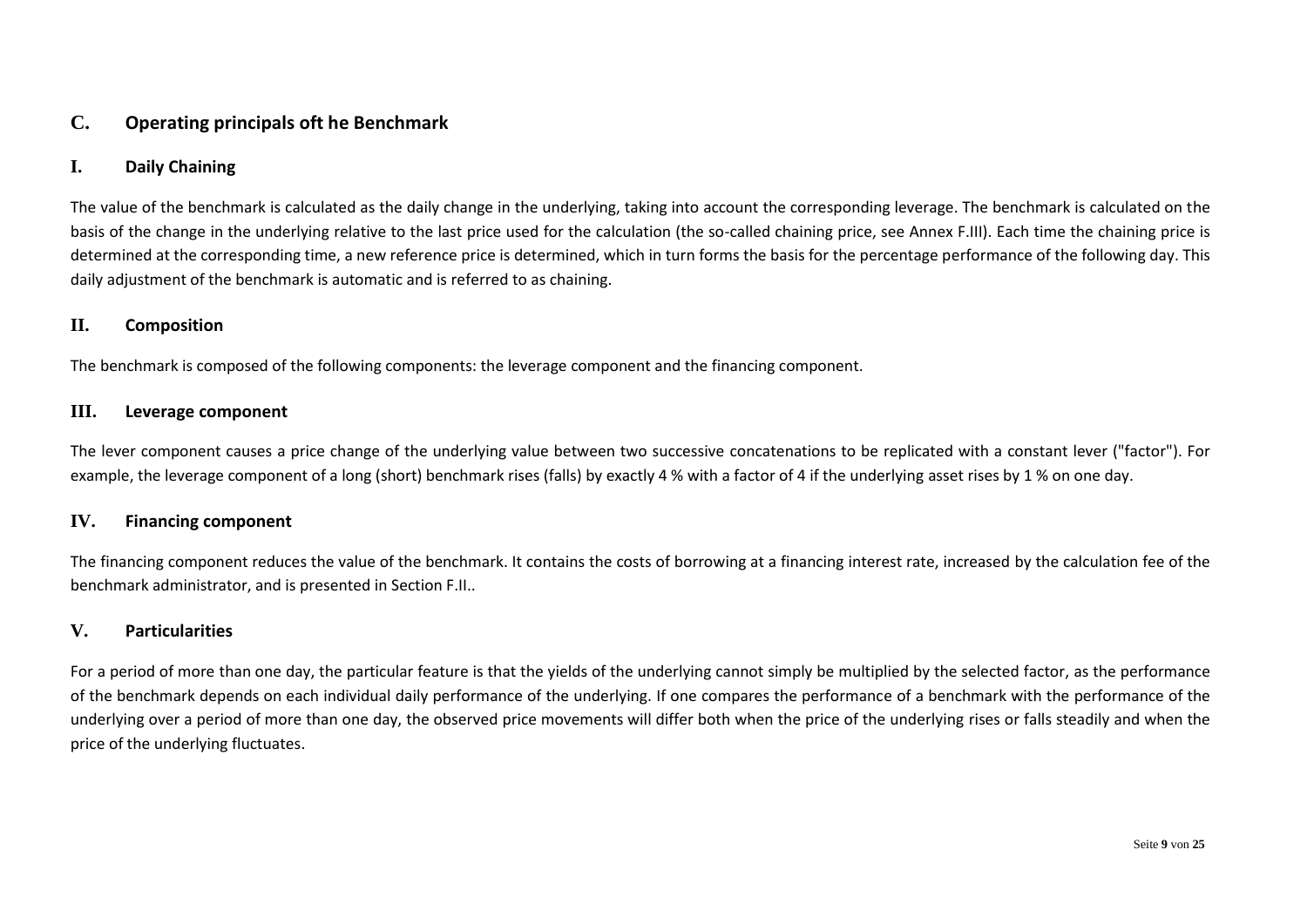## C. Operating principals oft he Benchmark

### I. Daily Chaining

The value of the benchmark is calculated as the daily change in the underlying, taking into account the corresponding leverage. The benchmark is calculated on the basis of the change in the underlying relative to the last price used for the calculation (the so-called chaining price, see Annex F.III). Each time the chaining price is determined at the corresponding time, a new reference price is determined, which in turn forms the basis for the percentage performance of the following day. This daily adjustment of the benchmark is automatic and is referred to as chaining.

### II. Composition

The benchmark is composed of the following components: the leverage component and the financing component.

### III. Leverage component

The lever component causes a price change of the underlying value between two successive concatenations to be replicated with a constant lever ("factor"). For example, the leverage component of a long (short) benchmark rises (falls) by exactly 4 % with a factor of 4 if the underlying asset rises by 1 % on one day.

### IV. Financing component

The financing component reduces the value of the benchmark. It contains the costs of borrowing at a financing interest rate, increased by the calculation fee of the benchmark administrator, and is presented in Section F.II..

### V. Particularities

For a period of more than one day, the particular feature is that the yields of the underlying cannot simply be multiplied by the selected factor, as the performance of the benchmark depends on each individual daily performance of the underlying. If one compares the performance of a benchmark with the performance of the underlying over a period of more than one day, the observed price movements will differ both when the price of the underlying rises or falls steadily and when the price of the underlying fluctuates.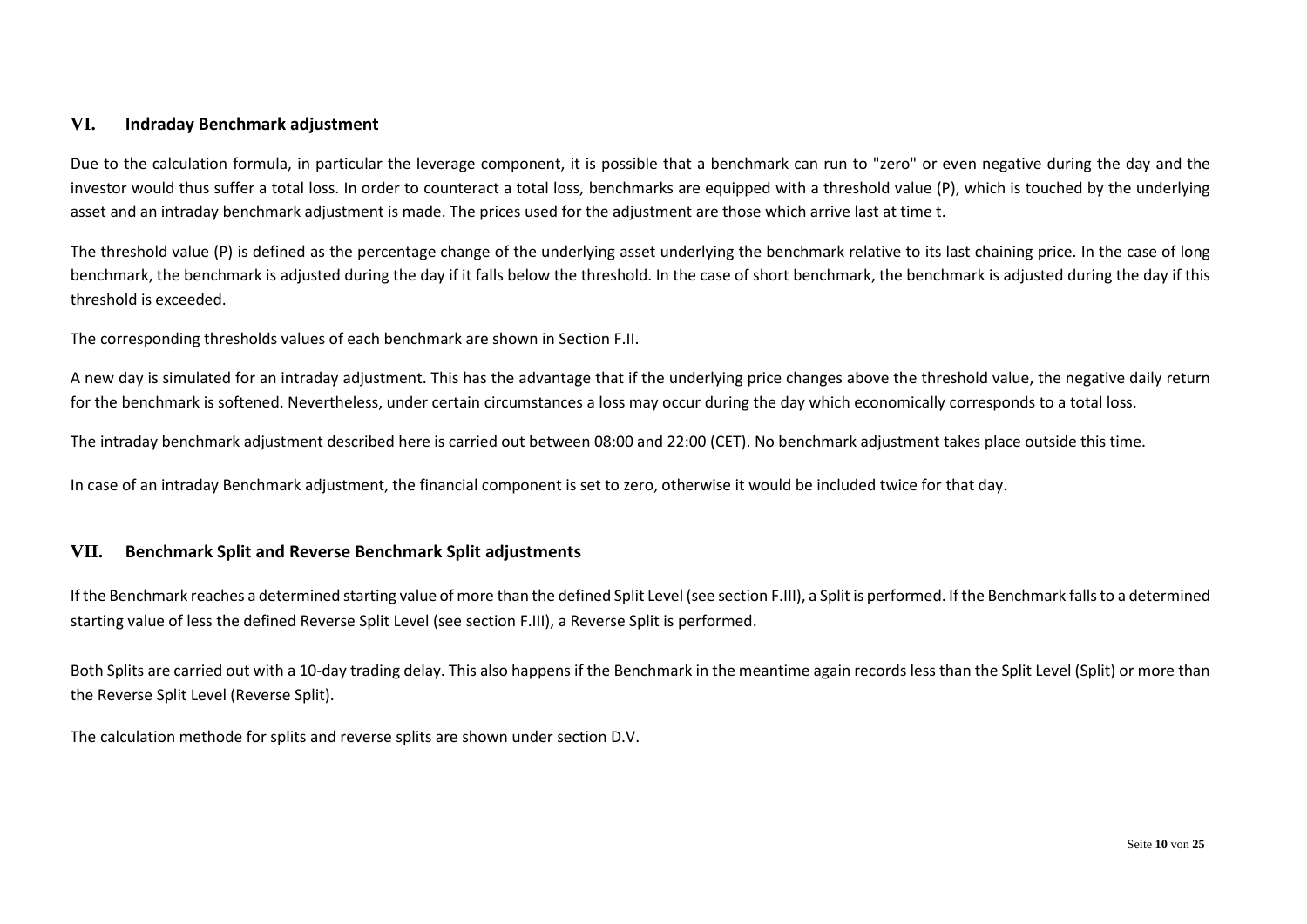## VI. Indraday Benchmark adjustment

Due to the calculation formula, in particular the leverage component, it is possible that a benchmark can run to "zero" or even negative during the day and the investor would thus suffer a total loss. In order to counteract a total loss, benchmarks are equipped with a threshold value (P), which is touched by the underlying asset and an intraday benchmark adjustment is made. The prices used for the adjustment are those which arrive last at time t.

The threshold value (P) is defined as the percentage change of the underlying asset underlying the benchmark relative to its last chaining price. In the case of long benchmark, the benchmark is adjusted during the day if it falls below the threshold. In the case of short benchmark, the benchmark is adjusted during the day if this threshold is exceeded.

The corresponding thresholds values of each benchmark are shown in Section F.II.

A new day is simulated for an intraday adjustment. This has the advantage that if the underlying price changes above the threshold value, the negative daily return for the benchmark is softened. Nevertheless, under certain circumstances a loss may occur during the day which economically corresponds to a total loss.

The intraday benchmark adjustment described here is carried out between 08:00 and 22:00 (CET). No benchmark adjustment takes place outside this time.

In case of an intraday Benchmark adjustment, the financial component is set to zero, otherwise it would be included twice for that day.

## VII. Benchmark Split and Reverse Benchmark Split adjustments

If the Benchmark reaches a determined starting value of more than the defined Split Level (see section F.III), a Split is performed. If the Benchmark falls to a determined starting value of less the defined Reverse Split Level (see section F.III), a Reverse Split is performed.

Both Splits are carried out with a 10-day trading delay. This also happens if the Benchmark in the meantime again records less than the Split Level (Split) or more than the Reverse Split Level (Reverse Split).

The calculation methode for splits and reverse splits are shown under section D.V.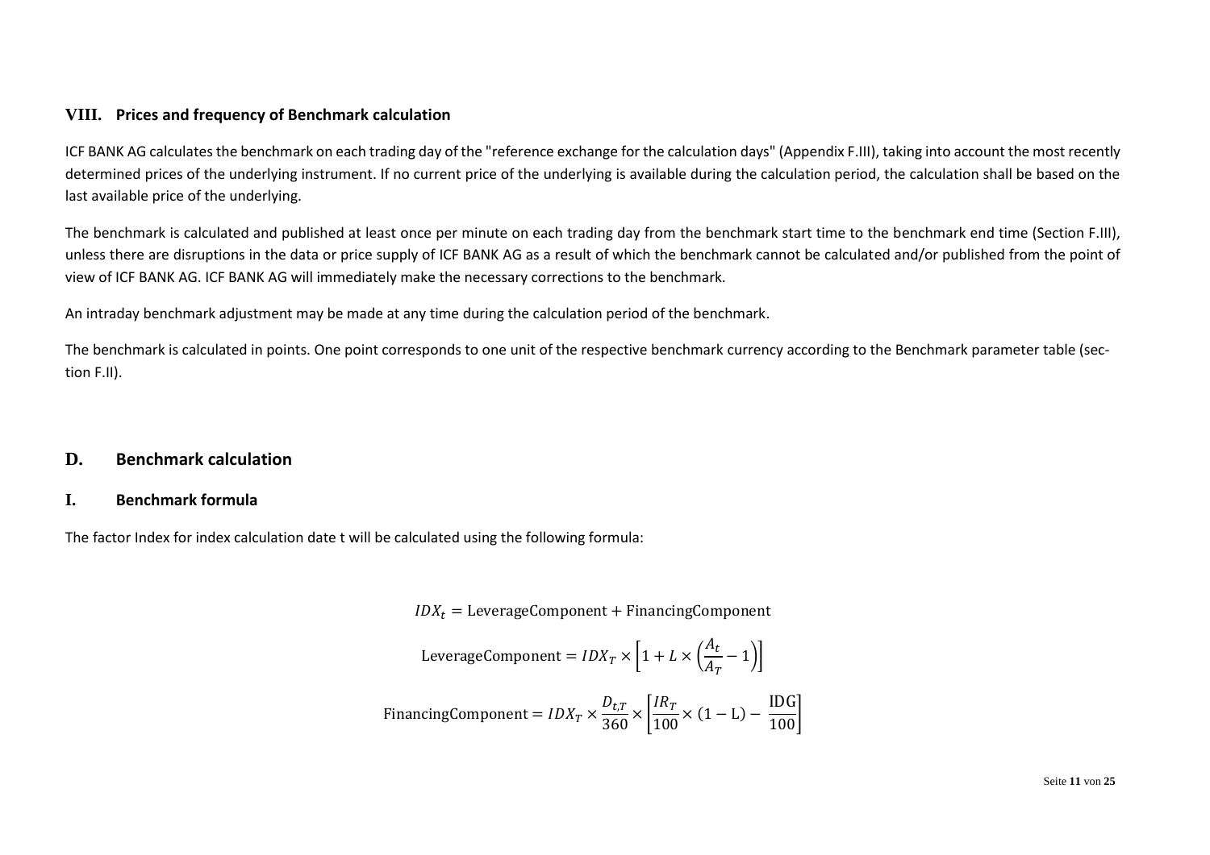## VIII. Prices and frequency of Benchmark calculation

ICF BANK AG calculates the benchmark on each trading day of the "reference exchange for the calculation days" (Appendix F.III), taking into account the most recently determined prices of the underlying instrument. If no current price of the underlying is available during the calculation period, the calculation shall be based on the last available price of the underlying.

The benchmark is calculated and published at least once per minute on each trading day from the benchmark start time to the benchmark end time (Section F.III), unless there are disruptions in the data or price supply of ICF BANK AG as a result of which the benchmark cannot be calculated and/or published from the point of view of ICF BANK AG. ICF BANK AG will immediately make the necessary corrections to the benchmark.

An intraday benchmark adjustment may be made at any time during the calculation period of the benchmark.

The benchmark is calculated in points. One point corresponds to one unit of the respective benchmark currency according to the Benchmark parameter table (section F.II).

# D. Benchmark calculation

## I. Benchmark formula

The factor Index for index calculation date t will be calculated using the following formula:

$$IDX_t = \text{LeverageComponent} + \text{FinancingComponent}$$

$$\text{LeverageComponent} = IDX_T \times \left[1 + L \times \left(\frac{A_t}{A_T} - 1\right)\right]$$

$$\text{FinancingComponent} = IDX_T \times \frac{D_{t,T}}{360} \times \left[\frac{IR_T}{100} \times (1 - \text{L}) - \frac{\text{IDG}}{100}\right]$$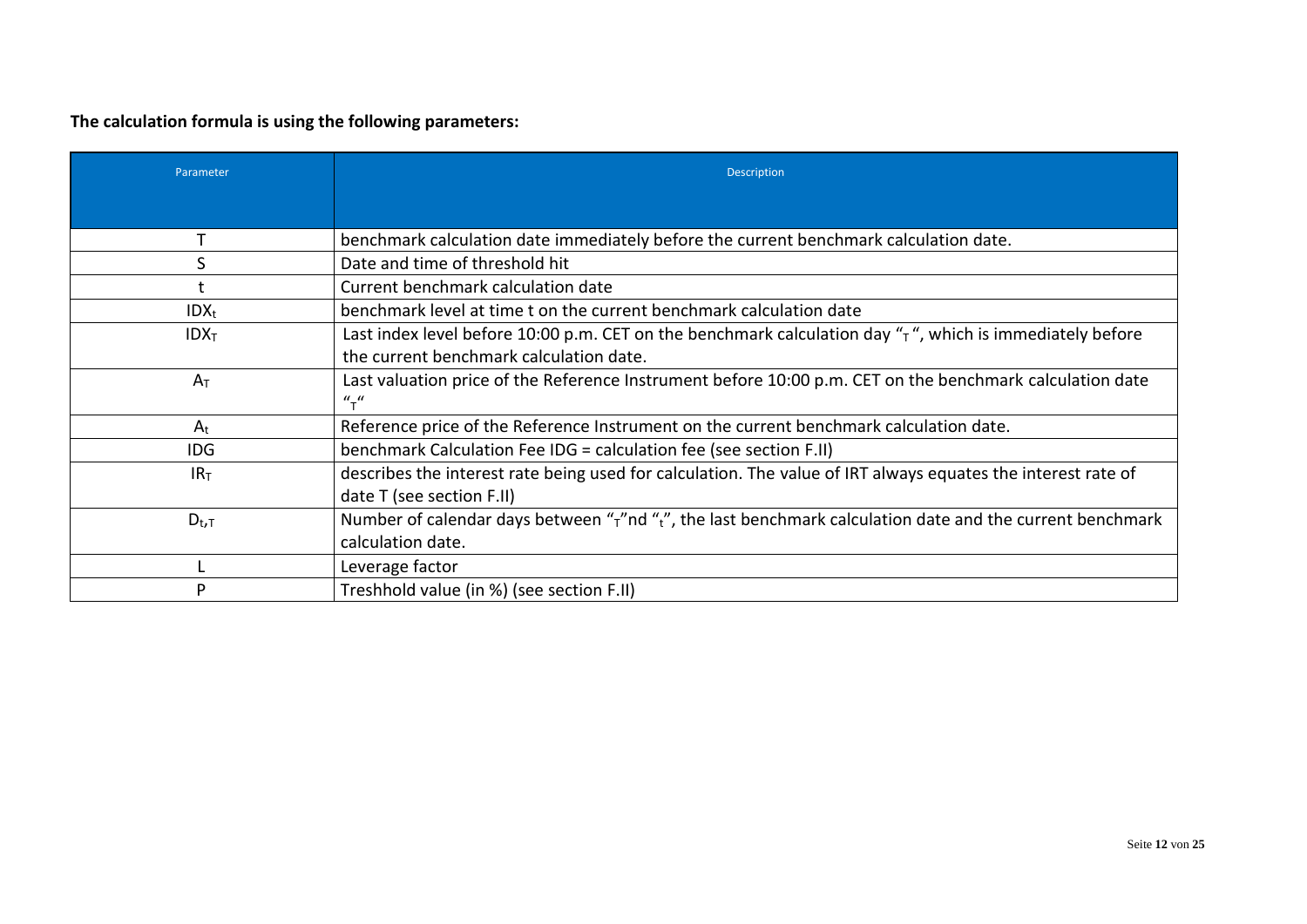**The calculation formula is using the following parameters:**

| Parameter | Description |
|---|---|
| $T$ | benchmark calculation date immediately before the current benchmark calculation date. |
| $S$ | Date and time of threshold hit |
| $t$ | Current benchmark calculation date |
| $IDX_t$ | benchmark level at time t on the current benchmark calculation date |
| $IDX_T$ | Last index level before 10:00 p.m. CET on the benchmark calculation day "$_T$", which is immediately before the current benchmark calculation date. |
| $A_T$ | Last valuation price of the Reference Instrument before 10:00 p.m. CET on the benchmark calculation date "$_T$" |
| $A_t$ | Reference price of the Reference Instrument on the current benchmark calculation date. |
| IDG | benchmark Calculation Fee IDG = calculation fee (see section F.II) |
| $IR_T$ | describes the interest rate being used for calculation. The value of IRT always equates the interest rate of date T (see section F.II) |
| $D_{t,T}$ | Number of calendar days between "$_T$"nd "$_t$", the last benchmark calculation date and the current benchmark calculation date. |
| L | Leverage factor |
| P | Treshhold value (in %) (see section F.II) |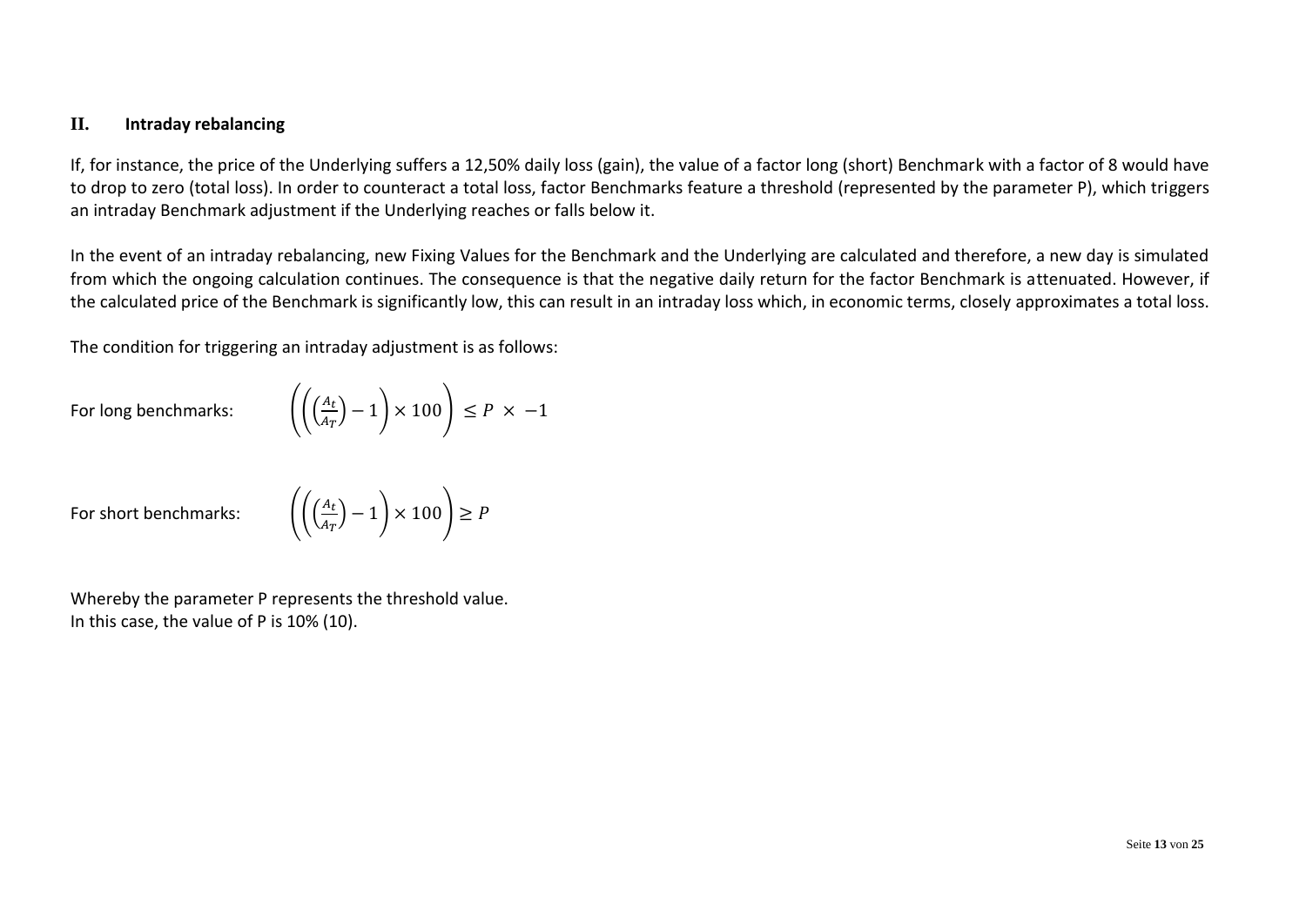## II. Intraday rebalancing

If, for instance, the price of the Underlying suffers a 12,50% daily loss (gain), the value of a factor long (short) Benchmark with a factor of 8 would have to drop to zero (total loss). In order to counteract a total loss, factor Benchmarks feature a threshold (represented by the parameter P), which triggers an intraday Benchmark adjustment if the Underlying reaches or falls below it.

In the event of an intraday rebalancing, new Fixing Values for the Benchmark and the Underlying are calculated and therefore, a new day is simulated from which the ongoing calculation continues. The consequence is that the negative daily return for the factor Benchmark is attenuated. However, if the calculated price of the Benchmark is significantly low, this can result in an intraday loss which, in economic terms, closely approximates a total loss.

The condition for triggering an intraday adjustment is as follows:

For long benchmarks:

$$\left(\left(\left(\frac{A_t}{A_T}\right) - 1\right) \times 100\right) \leq P \times -1$$

For short benchmarks:

$$\left(\left(\left(\frac{A_t}{A_T}\right) - 1\right) \times 100\right) \geq P$$

Whereby the parameter P represents the threshold value.
In this case, the value of P is 10% (10).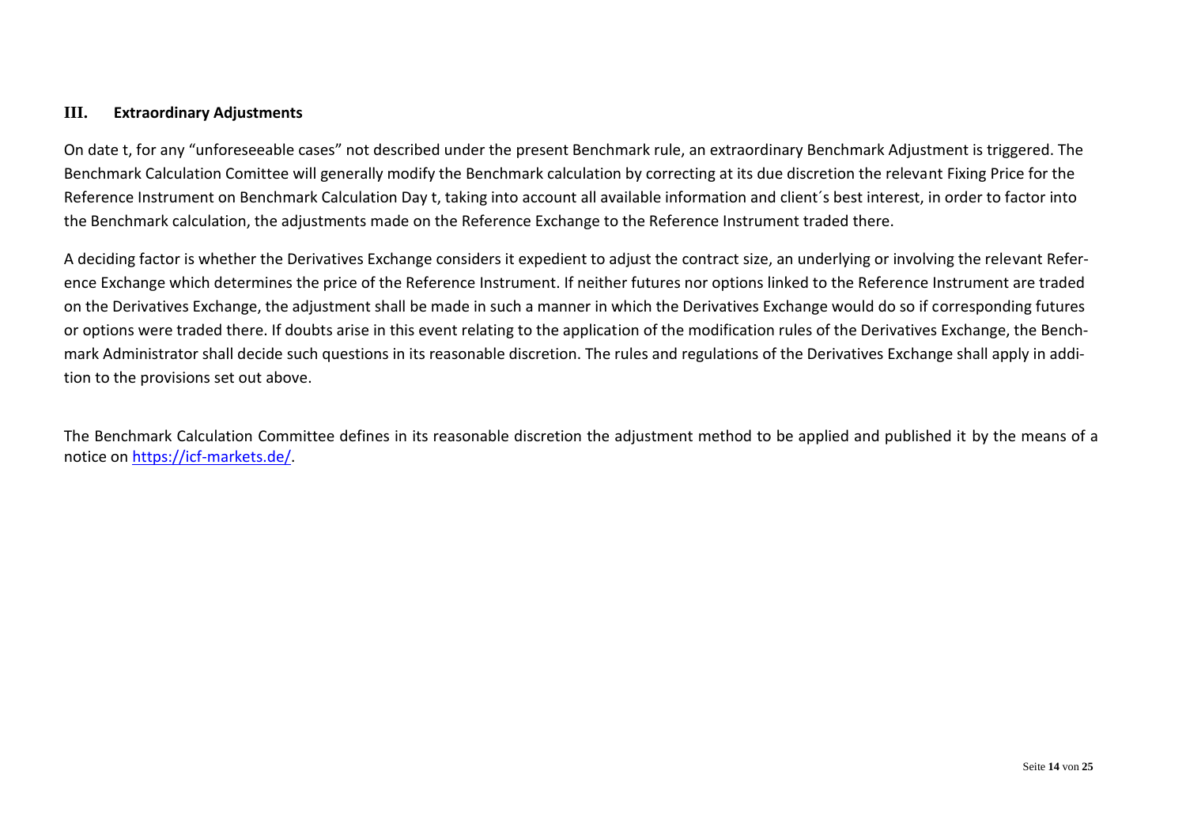## III. Extraordinary Adjustments

On date t, for any "unforeseeable cases" not described under the present Benchmark rule, an extraordinary Benchmark Adjustment is triggered. The Benchmark Calculation Comittee will generally modify the Benchmark calculation by correcting at its due discretion the relevant Fixing Price for the Reference Instrument on Benchmark Calculation Day t, taking into account all available information and client´s best interest, in order to factor into the Benchmark calculation, the adjustments made on the Reference Exchange to the Reference Instrument traded there.

A deciding factor is whether the Derivatives Exchange considers it expedient to adjust the contract size, an underlying or involving the relevant Reference Exchange which determines the price of the Reference Instrument. If neither futures nor options linked to the Reference Instrument are traded on the Derivatives Exchange, the adjustment shall be made in such a manner in which the Derivatives Exchange would do so if corresponding futures or options were traded there. If doubts arise in this event relating to the application of the modification rules of the Derivatives Exchange, the Benchmark Administrator shall decide such questions in its reasonable discretion. The rules and regulations of the Derivatives Exchange shall apply in addition to the provisions set out above.

The Benchmark Calculation Committee defines in its reasonable discretion the adjustment method to be applied and published it by the means of a notice on [https://icf-markets.de/](https://icf-markets.de/).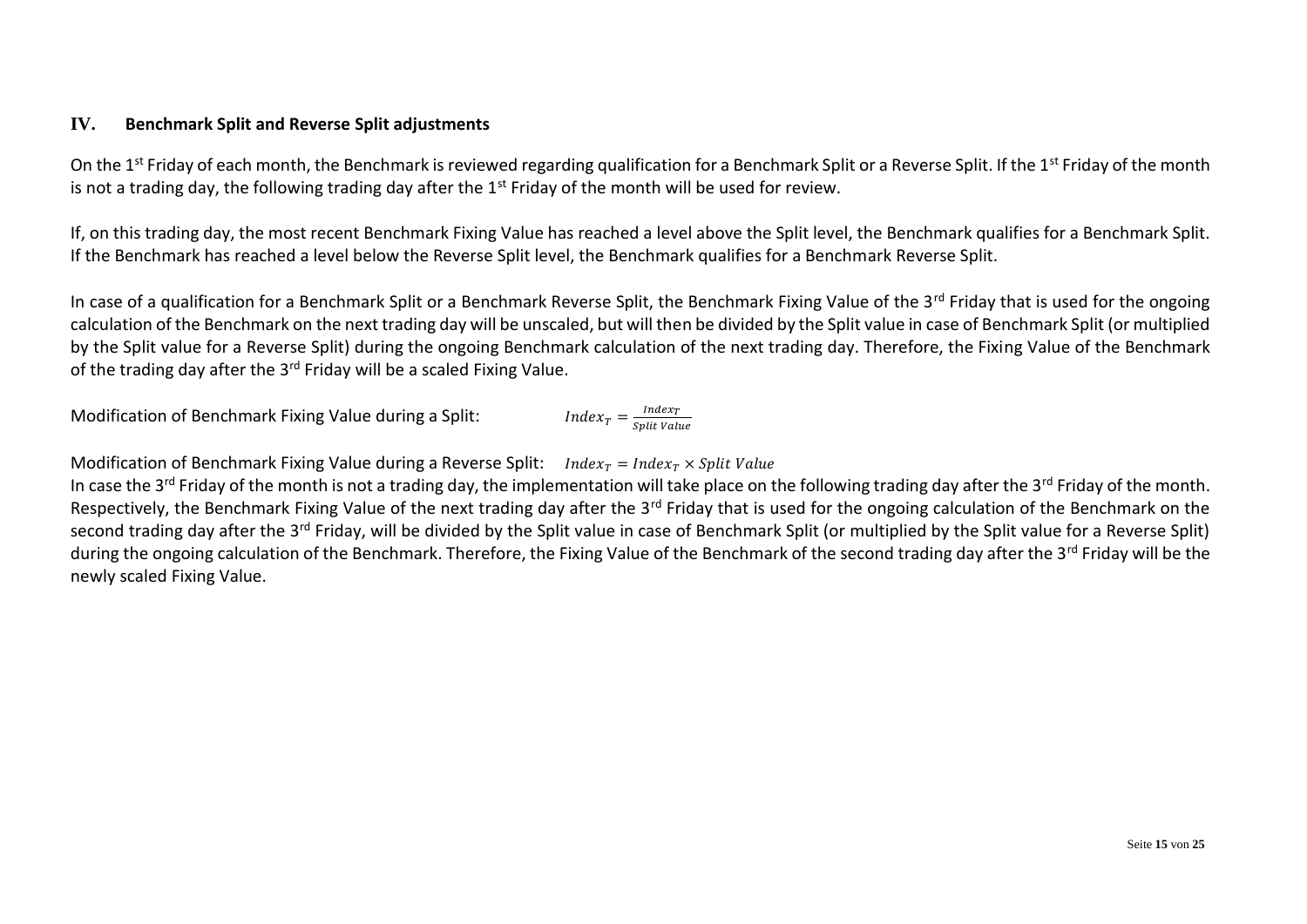## IV. Benchmark Split and Reverse Split adjustments

On the 1st Friday of each month, the Benchmark is reviewed regarding qualification for a Benchmark Split or a Reverse Split. If the 1st Friday of the month is not a trading day, the following trading day after the 1st Friday of the month will be used for review.

If, on this trading day, the most recent Benchmark Fixing Value has reached a level above the Split level, the Benchmark qualifies for a Benchmark Split. If the Benchmark has reached a level below the Reverse Split level, the Benchmark qualifies for a Benchmark Reverse Split.

In case of a qualification for a Benchmark Split or a Benchmark Reverse Split, the Benchmark Fixing Value of the 3rd Friday that is used for the ongoing calculation of the Benchmark on the next trading day will be unscaled, but will then be divided by the Split value in case of Benchmark Split (or multiplied by the Split value for a Reverse Split) during the ongoing Benchmark calculation of the next trading day. Therefore, the Fixing Value of the Benchmark of the trading day after the 3rd Friday will be a scaled Fixing Value.

Modification of Benchmark Fixing Value during a Split: $Index_T = \frac{Index_T}{Split\ Value}$

Modification of Benchmark Fixing Value during a Reverse Split: $Index_T = Index_T \times Split\ Value$

In case the 3rd Friday of the month is not a trading day, the implementation will take place on the following trading day after the 3rd Friday of the month. Respectively, the Benchmark Fixing Value of the next trading day after the 3rd Friday that is used for the ongoing calculation of the Benchmark on the second trading day after the 3rd Friday, will be divided by the Split value in case of Benchmark Split (or multiplied by the Split value for a Reverse Split) during the ongoing calculation of the Benchmark. Therefore, the Fixing Value of the Benchmark of the second trading day after the 3rd Friday will be the newly scaled Fixing Value.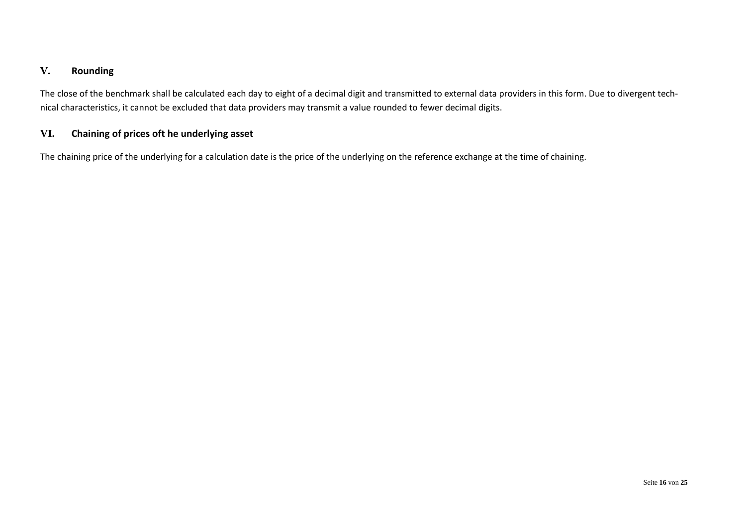## V. Rounding

The close of the benchmark shall be calculated each day to eight of a decimal digit and transmitted to external data providers in this form. Due to divergent technical characteristics, it cannot be excluded that data providers may transmit a value rounded to fewer decimal digits.

## VI. Chaining of prices oft he underlying asset

The chaining price of the underlying for a calculation date is the price of the underlying on the reference exchange at the time of chaining.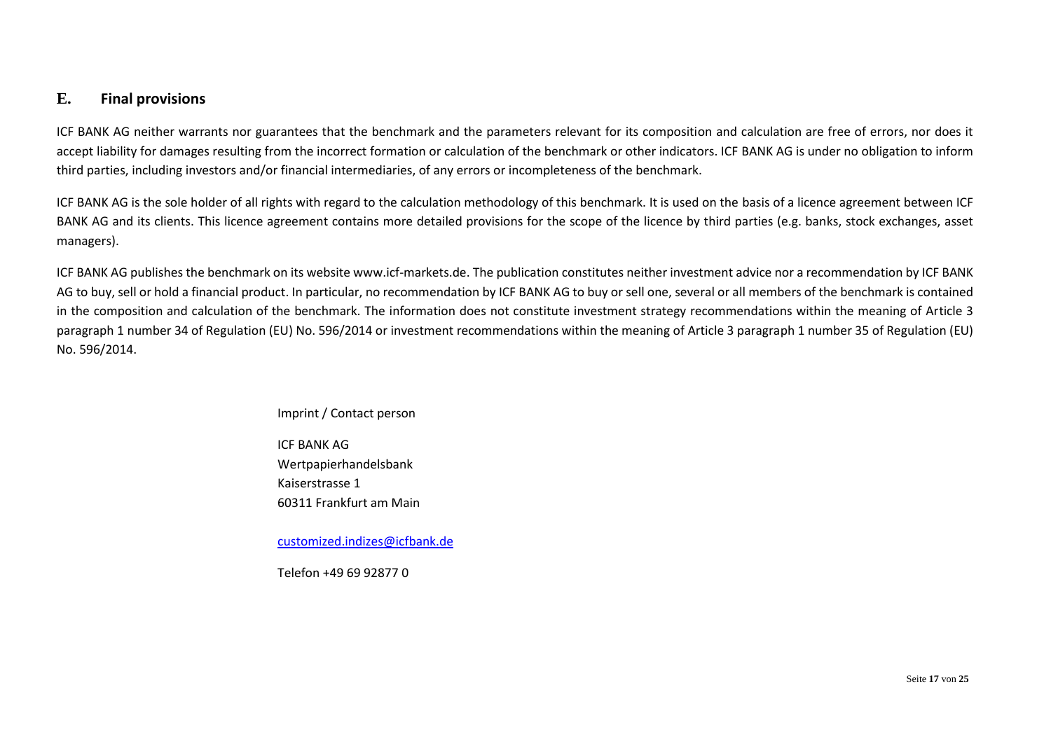## E. Final provisions

ICF BANK AG neither warrants nor guarantees that the benchmark and the parameters relevant for its composition and calculation are free of errors, nor does it accept liability for damages resulting from the incorrect formation or calculation of the benchmark or other indicators. ICF BANK AG is under no obligation to inform third parties, including investors and/or financial intermediaries, of any errors or incompleteness of the benchmark.

ICF BANK AG is the sole holder of all rights with regard to the calculation methodology of this benchmark. It is used on the basis of a licence agreement between ICF BANK AG and its clients. This licence agreement contains more detailed provisions for the scope of the licence by third parties (e.g. banks, stock exchanges, asset managers).

ICF BANK AG publishes the benchmark on its website www.icf-markets.de. The publication constitutes neither investment advice nor a recommendation by ICF BANK AG to buy, sell or hold a financial product. In particular, no recommendation by ICF BANK AG to buy or sell one, several or all members of the benchmark is contained in the composition and calculation of the benchmark. The information does not constitute investment strategy recommendations within the meaning of Article 3 paragraph 1 number 34 of Regulation (EU) No. 596/2014 or investment recommendations within the meaning of Article 3 paragraph 1 number 35 of Regulation (EU) No. 596/2014.

Imprint / Contact person

ICF BANK AG
Wertpapierhandelsbank
Kaiserstrasse 1
60311 Frankfurt am Main

customized.indizes@icfbank.de

Telefon +49 69 92877 0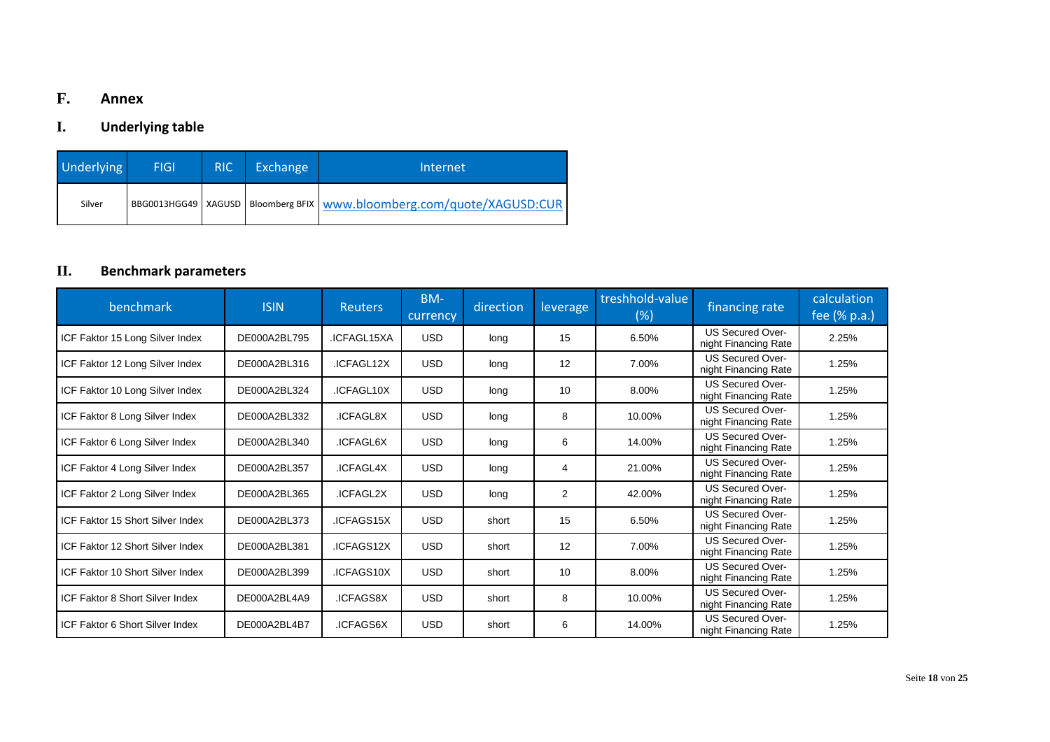# F. Annex

## I. Underlying table

| Underlying | FIGI | RIC | Exchange | Internet |
|---|---|---|---|---|
| Silver | BBG0013HGG49 | XAGUSD | Bloomberg BFIX | www.bloomberg.com/quote/XAGUSD:CUR |

## II. Benchmark parameters

| benchmark | ISIN | Reuters | BM-currency | direction | leverage | treshhold-value (%) | financing rate | calculation fee (% p.a.) |
|---|---|---|---|---|---|---|---|---|
| ICF Faktor 15 Long Silver Index | DE000A2BL795 | .ICFAGL15XA | USD | long | 15 | 6.50% | US Secured Over-night Financing Rate | 2.25% |
| ICF Faktor 12 Long Silver Index | DE000A2BL316 | .ICFAGL12X | USD | long | 12 | 7.00% | US Secured Over-night Financing Rate | 1.25% |
| ICF Faktor 10 Long Silver Index | DE000A2BL324 | .ICFAGL10X | USD | long | 10 | 8.00% | US Secured Over-night Financing Rate | 1.25% |
| ICF Faktor 8 Long Silver Index | DE000A2BL332 | .ICFAGL8X | USD | long | 8 | 10.00% | US Secured Over-night Financing Rate | 1.25% |
| ICF Faktor 6 Long Silver Index | DE000A2BL340 | .ICFAGL6X | USD | long | 6 | 14.00% | US Secured Over-night Financing Rate | 1.25% |
| ICF Faktor 4 Long Silver Index | DE000A2BL357 | .ICFAGL4X | USD | long | 4 | 21.00% | US Secured Over-night Financing Rate | 1.25% |
| ICF Faktor 2 Long Silver Index | DE000A2BL365 | .ICFAGL2X | USD | long | 2 | 42.00% | US Secured Over-night Financing Rate | 1.25% |
| ICF Faktor 15 Short Silver Index | DE000A2BL373 | .ICFAGS15X | USD | short | 15 | 6.50% | US Secured Over-night Financing Rate | 1.25% |
| ICF Faktor 12 Short Silver Index | DE000A2BL381 | .ICFAGS12X | USD | short | 12 | 7.00% | US Secured Over-night Financing Rate | 1.25% |
| ICF Faktor 10 Short Silver Index | DE000A2BL399 | .ICFAGS10X | USD | short | 10 | 8.00% | US Secured Over-night Financing Rate | 1.25% |
| ICF Faktor 8 Short Silver Index | DE000A2BL4A9 | .ICFAGS8X | USD | short | 8 | 10.00% | US Secured Over-night Financing Rate | 1.25% |
| ICF Faktor 6 Short Silver Index | DE000A2BL4B7 | .ICFAGS6X | USD | short | 6 | 14.00% | US Secured Over-night Financing Rate | 1.25% |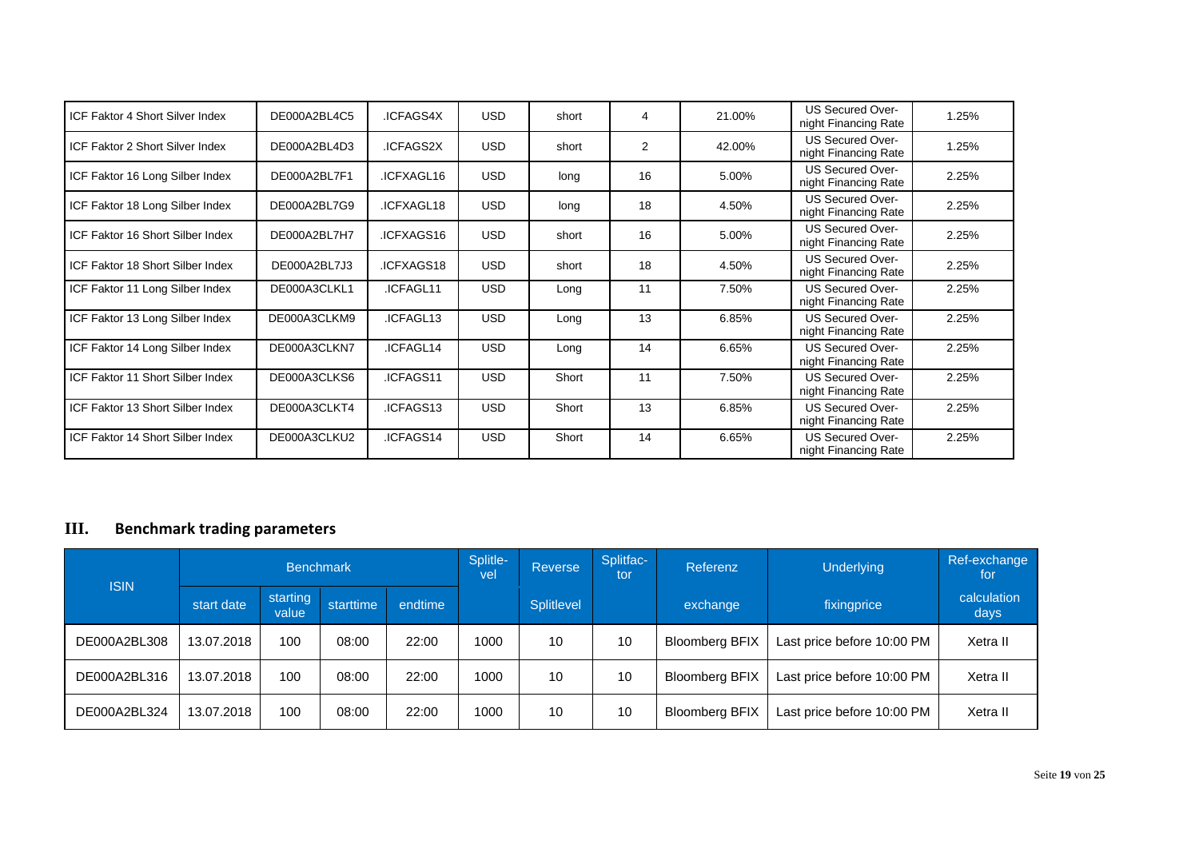| | | | | | | | | |
|---|---|---|---|---|---|---|---|---|
| ICF Faktor 4 Short Silver Index | DE000A2BL4C5 | .ICFAGS4X | USD | short | 4 | 21.00% | US Secured Over-night Financing Rate | 1.25% |
| ICF Faktor 2 Short Silver Index | DE000A2BL4D3 | .ICFAGS2X | USD | short | 2 | 42.00% | US Secured Over-night Financing Rate | 1.25% |
| ICF Faktor 16 Long Silber Index | DE000A2BL7F1 | .ICFXAGL16 | USD | long | 16 | 5.00% | US Secured Over-night Financing Rate | 2.25% |
| ICF Faktor 18 Long Silber Index | DE000A2BL7G9 | .ICFXAGL18 | USD | long | 18 | 4.50% | US Secured Over-night Financing Rate | 2.25% |
| ICF Faktor 16 Short Silber Index | DE000A2BL7H7 | .ICFXAGS16 | USD | short | 16 | 5.00% | US Secured Over-night Financing Rate | 2.25% |
| ICF Faktor 18 Short Silber Index | DE000A2BL7J3 | .ICFXAGS18 | USD | short | 18 | 4.50% | US Secured Over-night Financing Rate | 2.25% |
| ICF Faktor 11 Long Silber Index | DE000A3CLKL1 | .ICFAGL11 | USD | Long | 11 | 7.50% | US Secured Over-night Financing Rate | 2.25% |
| ICF Faktor 13 Long Silber Index | DE000A3CLKM9 | .ICFAGL13 | USD | Long | 13 | 6.85% | US Secured Over-night Financing Rate | 2.25% |
| ICF Faktor 14 Long Silber Index | DE000A3CLKN7 | .ICFAGL14 | USD | Long | 14 | 6.65% | US Secured Over-night Financing Rate | 2.25% |
| ICF Faktor 11 Short Silber Index | DE000A3CLKS6 | .ICFAGS11 | USD | Short | 11 | 7.50% | US Secured Over-night Financing Rate | 2.25% |
| ICF Faktor 13 Short Silber Index | DE000A3CLKT4 | .ICFAGS13 | USD | Short | 13 | 6.85% | US Secured Over-night Financing Rate | 2.25% |
| ICF Faktor 14 Short Silber Index | DE000A3CLKU2 | .ICFAGS14 | USD | Short | 14 | 6.65% | US Secured Over-night Financing Rate | 2.25% |

## III. Benchmark trading parameters

| ISIN | Benchmark | | | | Splitlevel | Reverse | Splitfactor | Referenz | Underlying | Ref-exchange for |
|---|---|---|---|---|---|---|---|---|---|---|
| | start date | starting value | starttime | endtime | | Splitlevel | | exchange | fixingprice | calculation days |
| DE000A2BL308 | 13.07.2018 | 100 | 08:00 | 22:00 | 1000 | 10 | 10 | Bloomberg BFIX | Last price before 10:00 PM | Xetra II |
| DE000A2BL316 | 13.07.2018 | 100 | 08:00 | 22:00 | 1000 | 10 | 10 | Bloomberg BFIX | Last price before 10:00 PM | Xetra II |
| DE000A2BL324 | 13.07.2018 | 100 | 08:00 | 22:00 | 1000 | 10 | 10 | Bloomberg BFIX | Last price before 10:00 PM | Xetra II |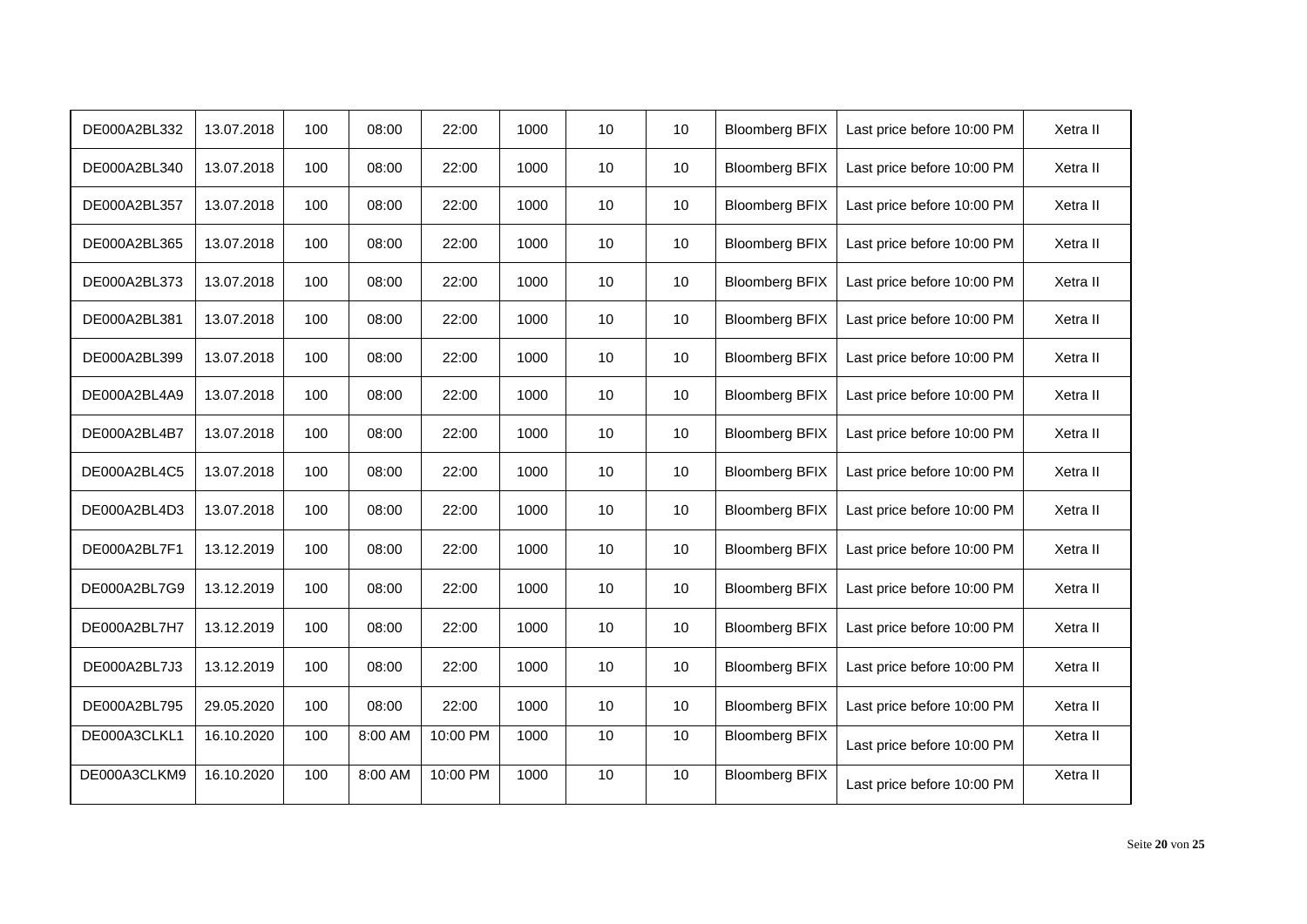| DE000A2BL332 | 13.07.2018 | 100 | 08:00 | 22:00 | 1000 | 10 | 10 | Bloomberg BFIX | Last price before 10:00 PM | Xetra II |
|---|---|---|---|---|---|---|---|---|---|---|
| DE000A2BL340 | 13.07.2018 | 100 | 08:00 | 22:00 | 1000 | 10 | 10 | Bloomberg BFIX | Last price before 10:00 PM | Xetra II |
| DE000A2BL357 | 13.07.2018 | 100 | 08:00 | 22:00 | 1000 | 10 | 10 | Bloomberg BFIX | Last price before 10:00 PM | Xetra II |
| DE000A2BL365 | 13.07.2018 | 100 | 08:00 | 22:00 | 1000 | 10 | 10 | Bloomberg BFIX | Last price before 10:00 PM | Xetra II |
| DE000A2BL373 | 13.07.2018 | 100 | 08:00 | 22:00 | 1000 | 10 | 10 | Bloomberg BFIX | Last price before 10:00 PM | Xetra II |
| DE000A2BL381 | 13.07.2018 | 100 | 08:00 | 22:00 | 1000 | 10 | 10 | Bloomberg BFIX | Last price before 10:00 PM | Xetra II |
| DE000A2BL399 | 13.07.2018 | 100 | 08:00 | 22:00 | 1000 | 10 | 10 | Bloomberg BFIX | Last price before 10:00 PM | Xetra II |
| DE000A2BL4A9 | 13.07.2018 | 100 | 08:00 | 22:00 | 1000 | 10 | 10 | Bloomberg BFIX | Last price before 10:00 PM | Xetra II |
| DE000A2BL4B7 | 13.07.2018 | 100 | 08:00 | 22:00 | 1000 | 10 | 10 | Bloomberg BFIX | Last price before 10:00 PM | Xetra II |
| DE000A2BL4C5 | 13.07.2018 | 100 | 08:00 | 22:00 | 1000 | 10 | 10 | Bloomberg BFIX | Last price before 10:00 PM | Xetra II |
| DE000A2BL4D3 | 13.07.2018 | 100 | 08:00 | 22:00 | 1000 | 10 | 10 | Bloomberg BFIX | Last price before 10:00 PM | Xetra II |
| DE000A2BL7F1 | 13.12.2019 | 100 | 08:00 | 22:00 | 1000 | 10 | 10 | Bloomberg BFIX | Last price before 10:00 PM | Xetra II |
| DE000A2BL7G9 | 13.12.2019 | 100 | 08:00 | 22:00 | 1000 | 10 | 10 | Bloomberg BFIX | Last price before 10:00 PM | Xetra II |
| DE000A2BL7H7 | 13.12.2019 | 100 | 08:00 | 22:00 | 1000 | 10 | 10 | Bloomberg BFIX | Last price before 10:00 PM | Xetra II |
| DE000A2BL7J3 | 13.12.2019 | 100 | 08:00 | 22:00 | 1000 | 10 | 10 | Bloomberg BFIX | Last price before 10:00 PM | Xetra II |
| DE000A2BL795 | 29.05.2020 | 100 | 08:00 | 22:00 | 1000 | 10 | 10 | Bloomberg BFIX | Last price before 10:00 PM | Xetra II |
| DE000A3CLKL1 | 16.10.2020 | 100 | 8:00 AM | 10:00 PM | 1000 | 10 | 10 | Bloomberg BFIX | Last price before 10:00 PM | Xetra II |
| DE000A3CLKM9 | 16.10.2020 | 100 | 8:00 AM | 10:00 PM | 1000 | 10 | 10 | Bloomberg BFIX | Last price before 10:00 PM | Xetra II |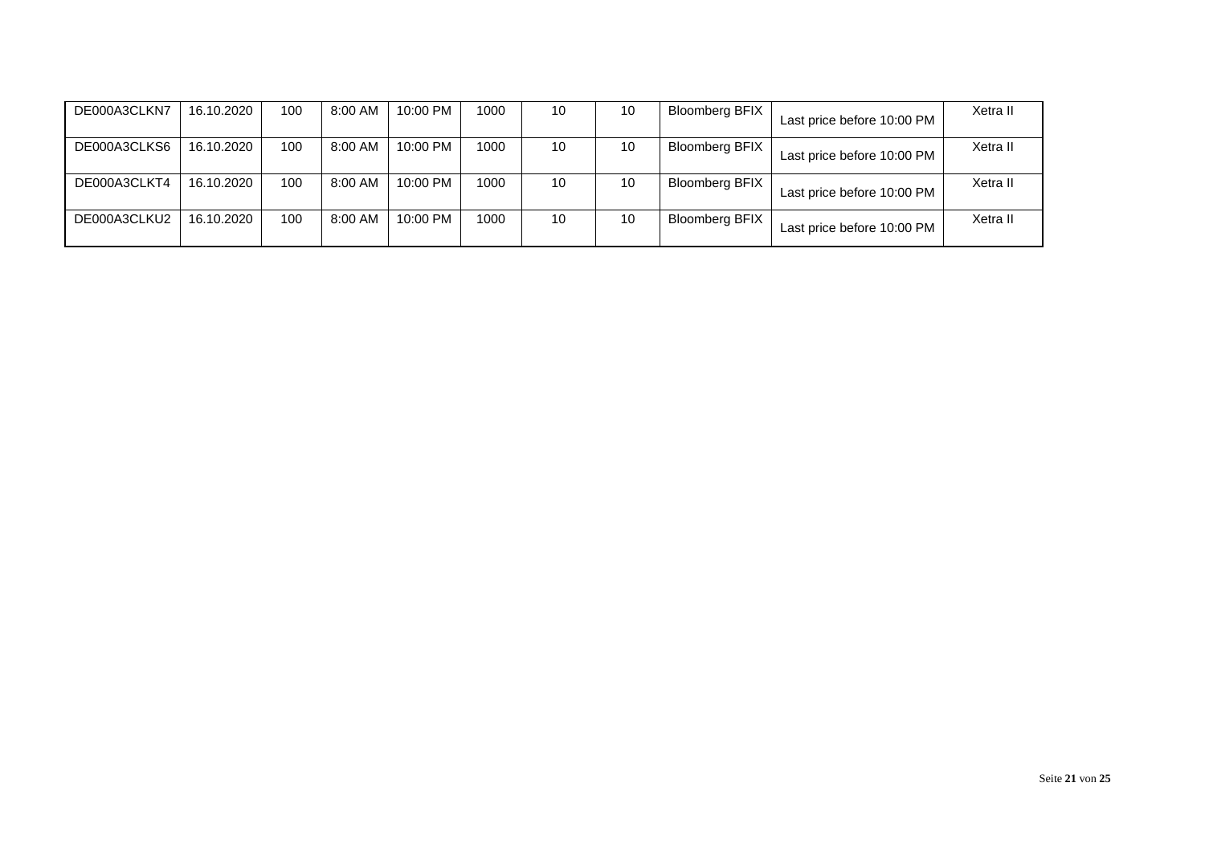| | | | | | | | | | | |
|---|---|---|---|---|---|---|---|---|---|---|
| DE000A3CLKN7 | 16.10.2020 | 100 | 8:00 AM | 10:00 PM | 1000 | 10 | 10 | Bloomberg BFIX | Last price before 10:00 PM | Xetra II |
| DE000A3CLKS6 | 16.10.2020 | 100 | 8:00 AM | 10:00 PM | 1000 | 10 | 10 | Bloomberg BFIX | Last price before 10:00 PM | Xetra II |
| DE000A3CLKT4 | 16.10.2020 | 100 | 8:00 AM | 10:00 PM | 1000 | 10 | 10 | Bloomberg BFIX | Last price before 10:00 PM | Xetra II |
| DE000A3CLKU2 | 16.10.2020 | 100 | 8:00 AM | 10:00 PM | 1000 | 10 | 10 | Bloomberg BFIX | Last price before 10:00 PM | Xetra II |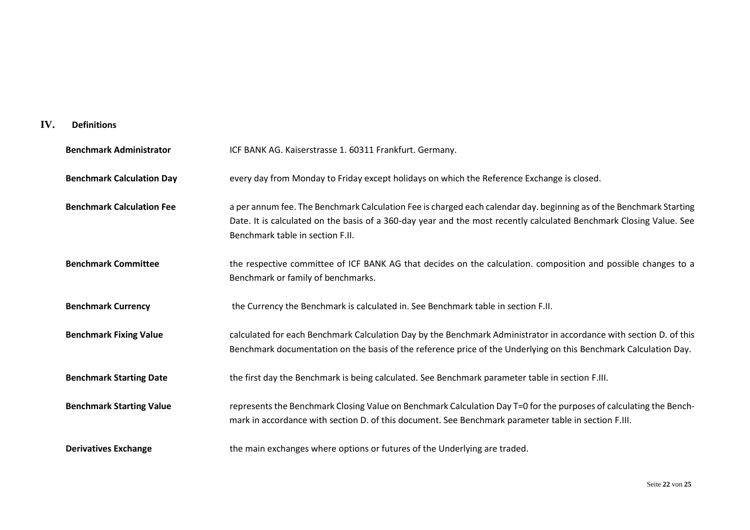## IV. Definitions

| | |
|---|---|
| **Benchmark Administrator** | ICF BANK AG. Kaiserstrasse 1. 60311 Frankfurt. Germany. |
| **Benchmark Calculation Day** | every day from Monday to Friday except holidays on which the Reference Exchange is closed. |
| **Benchmark Calculation Fee** | a per annum fee. The Benchmark Calculation Fee is charged each calendar day. beginning as of the Benchmark Starting Date. It is calculated on the basis of a 360-day year and the most recently calculated Benchmark Closing Value. See Benchmark table in section F.II. |
| **Benchmark Committee** | the respective committee of ICF BANK AG that decides on the calculation. composition and possible changes to a Benchmark or family of benchmarks. |
| **Benchmark Currency** | the Currency the Benchmark is calculated in. See Benchmark table in section F.II. |
| **Benchmark Fixing Value** | calculated for each Benchmark Calculation Day by the Benchmark Administrator in accordance with section D. of this Benchmark documentation on the basis of the reference price of the Underlying on this Benchmark Calculation Day. |
| **Benchmark Starting Date** | the first day the Benchmark is being calculated. See Benchmark parameter table in section F.III. |
| **Benchmark Starting Value** | represents the Benchmark Closing Value on Benchmark Calculation Day T=0 for the purposes of calculating the Benchmark in accordance with section D. of this document. See Benchmark parameter table in section F.III. |
| **Derivatives Exchange** | the main exchanges where options or futures of the Underlying are traded. |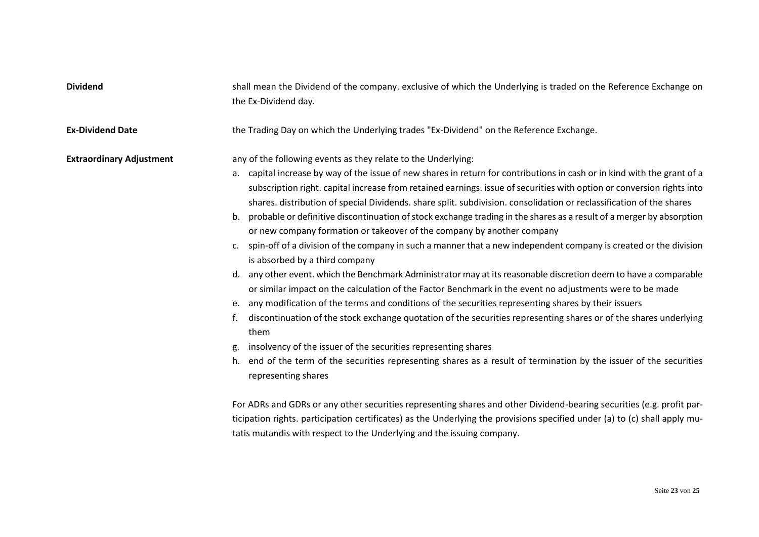**Dividend**

shall mean the Dividend of the company. exclusive of which the Underlying is traded on the Reference Exchange on the Ex-Dividend day.

**Ex-Dividend Date**

the Trading Day on which the Underlying trades "Ex-Dividend" on the Reference Exchange.

**Extraordinary Adjustment**

any of the following events as they relate to the Underlying:

a. capital increase by way of the issue of new shares in return for contributions in cash or in kind with the grant of a subscription right. capital increase from retained earnings. issue of securities with option or conversion rights into shares. distribution of special Dividends. share split. subdivision. consolidation or reclassification of the shares
b. probable or definitive discontinuation of stock exchange trading in the shares as a result of a merger by absorption or new company formation or takeover of the company by another company
c. spin-off of a division of the company in such a manner that a new independent company is created or the division is absorbed by a third company
d. any other event. which the Benchmark Administrator may at its reasonable discretion deem to have a comparable or similar impact on the calculation of the Factor Benchmark in the event no adjustments were to be made
e. any modification of the terms and conditions of the securities representing shares by their issuers
f. discontinuation of the stock exchange quotation of the securities representing shares or of the shares underlying them
g. insolvency of the issuer of the securities representing shares
h. end of the term of the securities representing shares as a result of termination by the issuer of the securities representing shares

For ADRs and GDRs or any other securities representing shares and other Dividend-bearing securities (e.g. profit participation rights. participation certificates) as the Underlying the provisions specified under (a) to (c) shall apply mutatis mutandis with respect to the Underlying and the issuing company.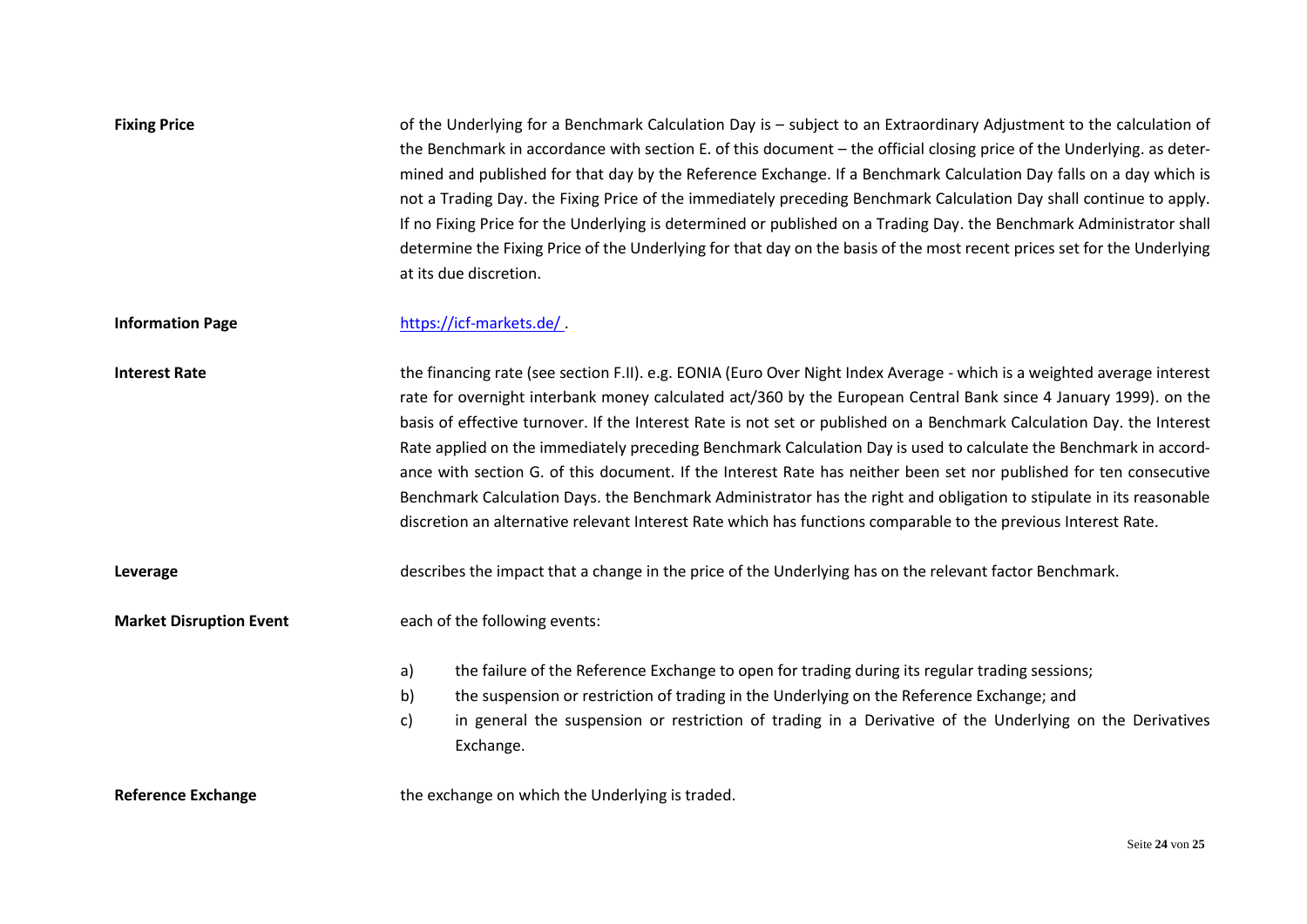**Fixing Price**

of the Underlying for a Benchmark Calculation Day is – subject to an Extraordinary Adjustment to the calculation of the Benchmark in accordance with section E. of this document – the official closing price of the Underlying. as determined and published for that day by the Reference Exchange. If a Benchmark Calculation Day falls on a day which is not a Trading Day. the Fixing Price of the immediately preceding Benchmark Calculation Day shall continue to apply. If no Fixing Price for the Underlying is determined or published on a Trading Day. the Benchmark Administrator shall determine the Fixing Price of the Underlying for that day on the basis of the most recent prices set for the Underlying at its due discretion.

**Information Page**

https://icf-markets.de/ .

**Interest Rate**

the financing rate (see section F.II). e.g. EONIA (Euro Over Night Index Average - which is a weighted average interest rate for overnight interbank money calculated act/360 by the European Central Bank since 4 January 1999). on the basis of effective turnover. If the Interest Rate is not set or published on a Benchmark Calculation Day. the Interest Rate applied on the immediately preceding Benchmark Calculation Day is used to calculate the Benchmark in accordance with section G. of this document. If the Interest Rate has neither been set nor published for ten consecutive Benchmark Calculation Days. the Benchmark Administrator has the right and obligation to stipulate in its reasonable discretion an alternative relevant Interest Rate which has functions comparable to the previous Interest Rate.

**Leverage**

describes the impact that a change in the price of the Underlying has on the relevant factor Benchmark.

**Market Disruption Event**

each of the following events:

a) the failure of the Reference Exchange to open for trading during its regular trading sessions;
b) the suspension or restriction of trading in the Underlying on the Reference Exchange; and
c) in general the suspension or restriction of trading in a Derivative of the Underlying on the Derivatives Exchange.

**Reference Exchange**

the exchange on which the Underlying is traded.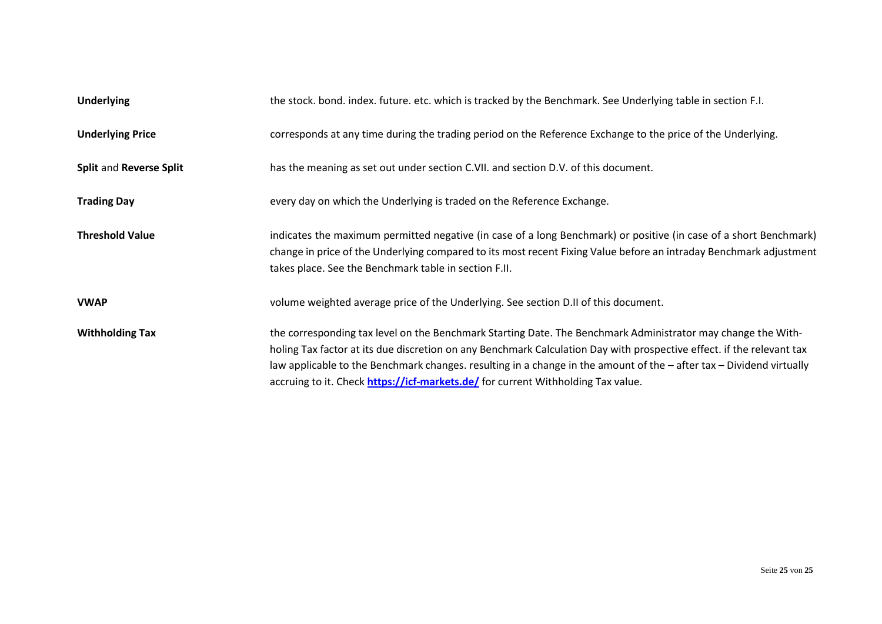| | |
|---|---|
| **Underlying** | the stock. bond. index. future. etc. which is tracked by the Benchmark. See Underlying table in section F.I. |
| **Underlying Price** | corresponds at any time during the trading period on the Reference Exchange to the price of the Underlying. |
| **Split** and **Reverse Split** | has the meaning as set out under section C.VII. and section D.V. of this document. |
| **Trading Day** | every day on which the Underlying is traded on the Reference Exchange. |
| **Threshold Value** | indicates the maximum permitted negative (in case of a long Benchmark) or positive (in case of a short Benchmark) change in price of the Underlying compared to its most recent Fixing Value before an intraday Benchmark adjustment takes place. See the Benchmark table in section F.II. |
| **VWAP** | volume weighted average price of the Underlying. See section D.II of this document. |
| **Withholding Tax** | the corresponding tax level on the Benchmark Starting Date. The Benchmark Administrator may change the With-holing Tax factor at its due discretion on any Benchmark Calculation Day with prospective effect. if the relevant tax law applicable to the Benchmark changes. resulting in a change in the amount of the – after tax – Dividend virtually accruing to it. Check **https://icf-markets.de/** for current Withholding Tax value. |